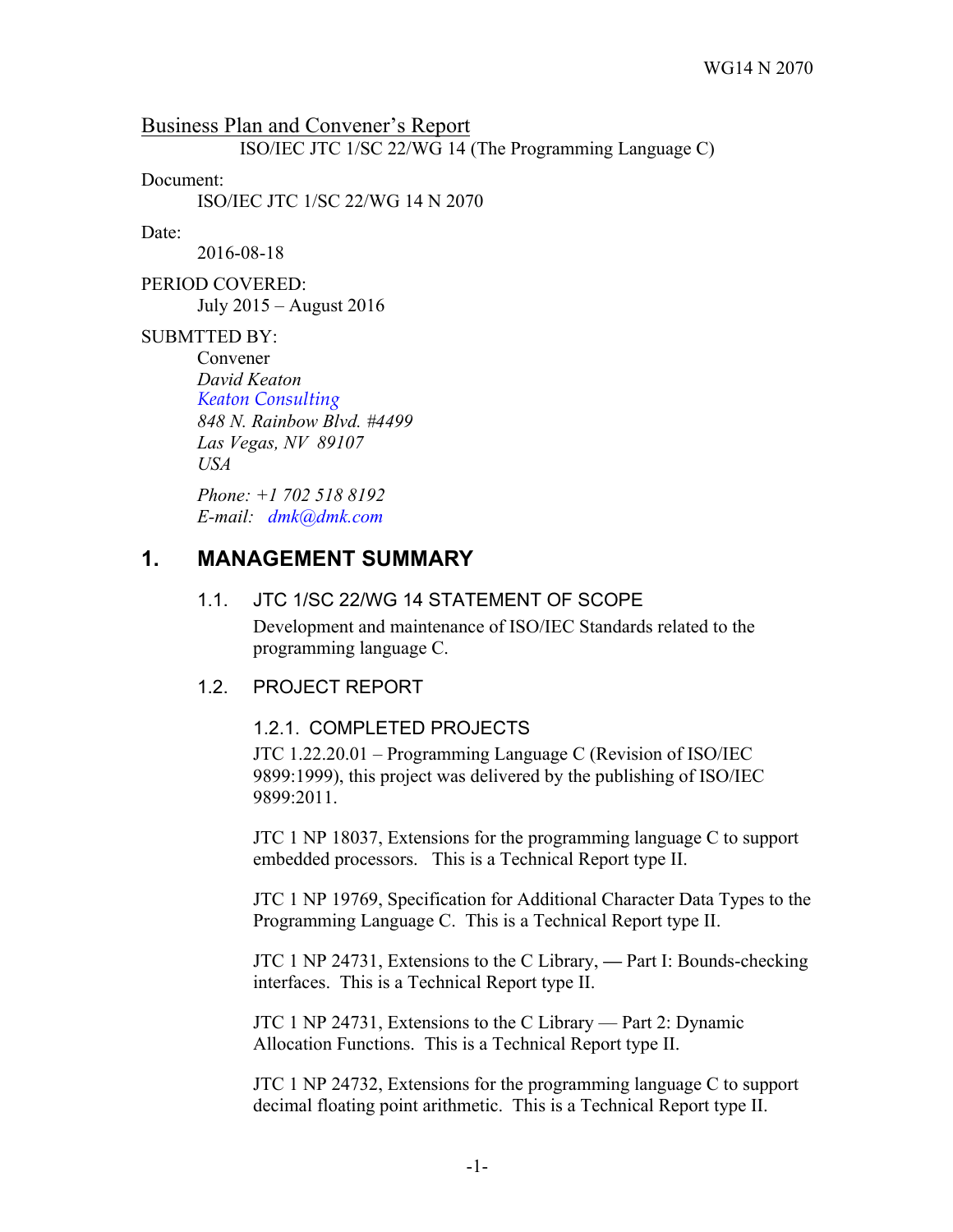WG14 N 2070

Business Plan and Convener's Report

ISO/IEC JTC 1/SC 22/WG 14 (The Programming Language C)

Document:

ISO/IEC JTC 1/SC 22/WG 14 N 2070

Date:

2016-08-18

PERIOD COVERED:

July 2015 – August 2016

SUBMTTED BY:

Convener
*David Keaton*
*Keaton Consulting*
*848 N. Rainbow Blvd. #4499*
*Las Vegas, NV 89107*
*USA*

*Phone: +1 702 518 8192*
*E-mail: dmk@dmk.com*

# 1. MANAGEMENT SUMMARY

## 1.1. JTC 1/SC 22/WG 14 STATEMENT OF SCOPE

Development and maintenance of ISO/IEC Standards related to the programming language C.

## 1.2. PROJECT REPORT

### 1.2.1. COMPLETED PROJECTS

JTC 1.22.20.01 – Programming Language C (Revision of ISO/IEC 9899:1999), this project was delivered by the publishing of ISO/IEC 9899:2011.

JTC 1 NP 18037, Extensions for the programming language C to support embedded processors. This is a Technical Report type II.

JTC 1 NP 19769, Specification for Additional Character Data Types to the Programming Language C. This is a Technical Report type II.

JTC 1 NP 24731, Extensions to the C Library, — Part I: Bounds-checking interfaces. This is a Technical Report type II.

JTC 1 NP 24731, Extensions to the C Library — Part 2: Dynamic Allocation Functions. This is a Technical Report type II.

JTC 1 NP 24732, Extensions for the programming language C to support decimal floating point arithmetic. This is a Technical Report type II.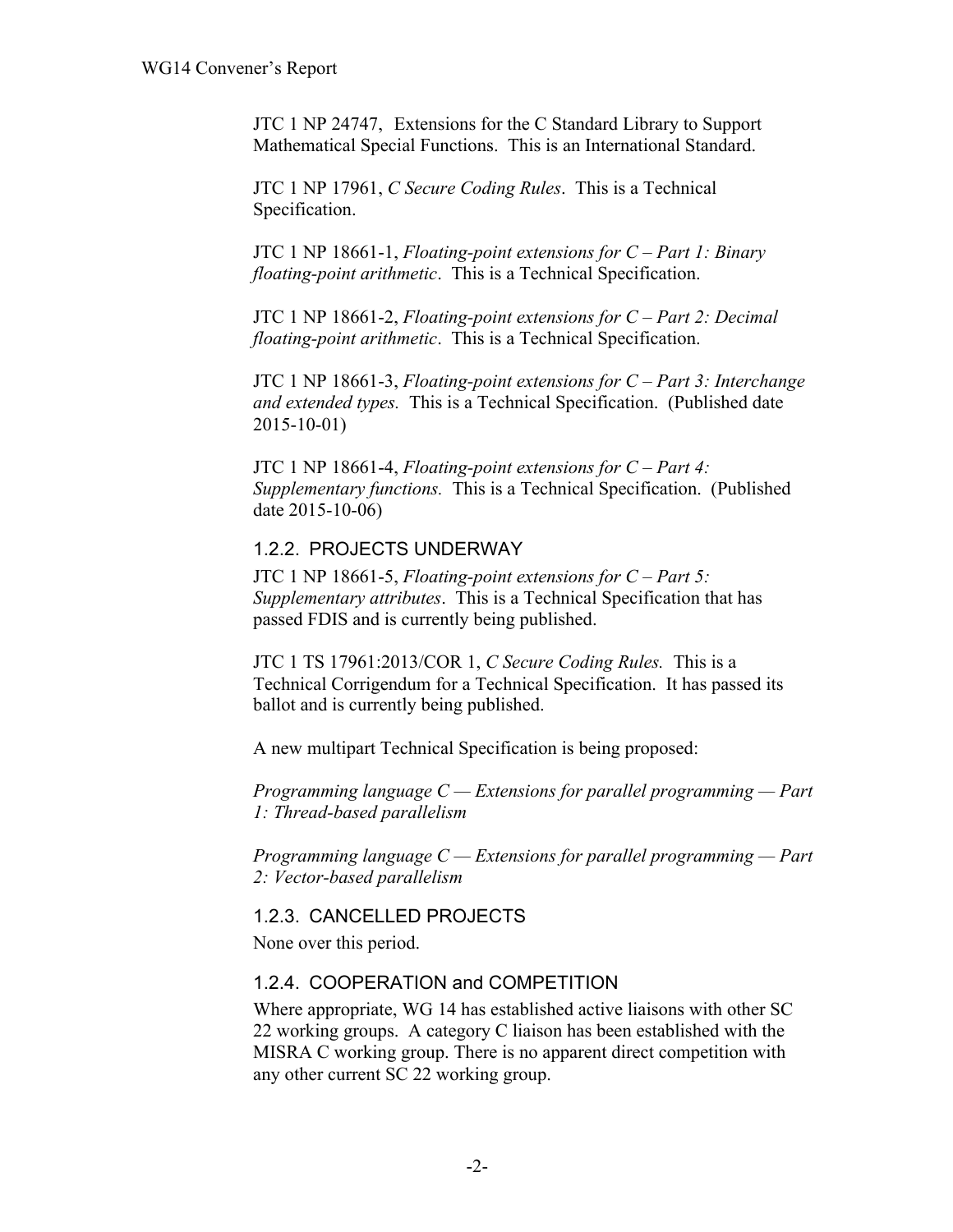JTC 1 NP 24747, Extensions for the C Standard Library to Support Mathematical Special Functions. This is an International Standard.

JTC 1 NP 17961, *C Secure Coding Rules*. This is a Technical Specification.

JTC 1 NP 18661-1, *Floating-point extensions for C – Part 1: Binary floating-point arithmetic*. This is a Technical Specification.

JTC 1 NP 18661-2, *Floating-point extensions for C – Part 2: Decimal floating-point arithmetic*. This is a Technical Specification.

JTC 1 NP 18661-3, *Floating-point extensions for C – Part 3: Interchange and extended types.* This is a Technical Specification. (Published date 2015-10-01)

JTC 1 NP 18661-4, *Floating-point extensions for C – Part 4: Supplementary functions.* This is a Technical Specification. (Published date 2015-10-06)

### 1.2.2. PROJECTS UNDERWAY

JTC 1 NP 18661-5, *Floating-point extensions for C – Part 5: Supplementary attributes*. This is a Technical Specification that has passed FDIS and is currently being published.

JTC 1 TS 17961:2013/COR 1, *C Secure Coding Rules.* This is a Technical Corrigendum for a Technical Specification. It has passed its ballot and is currently being published.

A new multipart Technical Specification is being proposed:

*Programming language C — Extensions for parallel programming — Part 1: Thread-based parallelism*

*Programming language C — Extensions for parallel programming — Part 2: Vector-based parallelism*

### 1.2.3. CANCELLED PROJECTS

None over this period.

### 1.2.4. COOPERATION and COMPETITION

Where appropriate, WG 14 has established active liaisons with other SC 22 working groups. A category C liaison has been established with the MISRA C working group. There is no apparent direct competition with any other current SC 22 working group.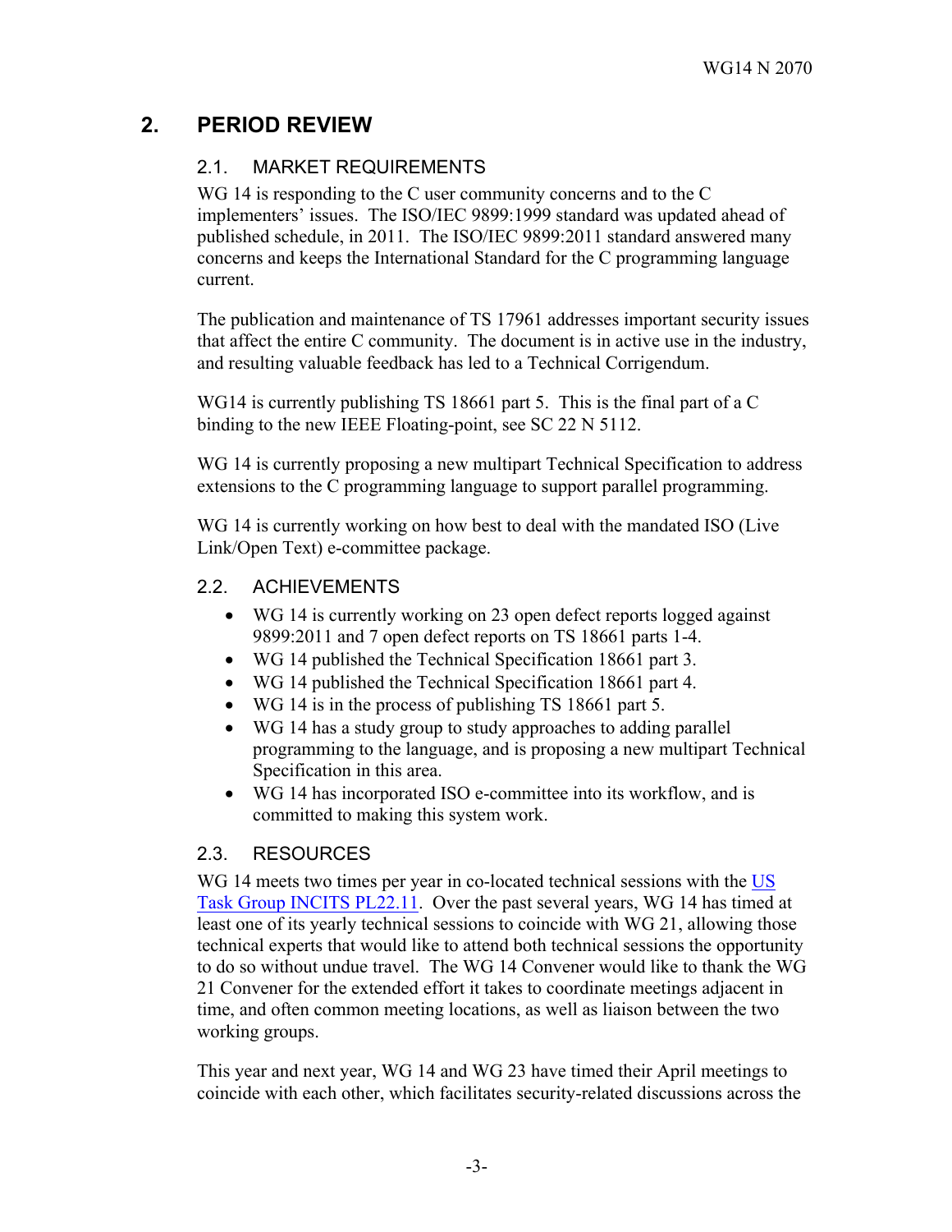## 2. PERIOD REVIEW

### 2.1. MARKET REQUIREMENTS

WG 14 is responding to the C user community concerns and to the C implementers' issues. The ISO/IEC 9899:1999 standard was updated ahead of published schedule, in 2011. The ISO/IEC 9899:2011 standard answered many concerns and keeps the International Standard for the C programming language current.

The publication and maintenance of TS 17961 addresses important security issues that affect the entire C community. The document is in active use in the industry, and resulting valuable feedback has led to a Technical Corrigendum.

WG14 is currently publishing TS 18661 part 5. This is the final part of a C binding to the new IEEE Floating-point, see SC 22 N 5112.

WG 14 is currently proposing a new multipart Technical Specification to address extensions to the C programming language to support parallel programming.

WG 14 is currently working on how best to deal with the mandated ISO (Live Link/Open Text) e-committee package.

### 2.2. ACHIEVEMENTS

- WG 14 is currently working on 23 open defect reports logged against 9899:2011 and 7 open defect reports on TS 18661 parts 1-4.
- WG 14 published the Technical Specification 18661 part 3.
- WG 14 published the Technical Specification 18661 part 4.
- WG 14 is in the process of publishing TS 18661 part 5.
- WG 14 has a study group to study approaches to adding parallel programming to the language, and is proposing a new multipart Technical Specification in this area.
- WG 14 has incorporated ISO e-committee into its workflow, and is committed to making this system work.

### 2.3. RESOURCES

WG 14 meets two times per year in co-located technical sessions with the US Task Group INCITS PL22.11. Over the past several years, WG 14 has timed at least one of its yearly technical sessions to coincide with WG 21, allowing those technical experts that would like to attend both technical sessions the opportunity to do so without undue travel. The WG 14 Convener would like to thank the WG 21 Convener for the extended effort it takes to coordinate meetings adjacent in time, and often common meeting locations, as well as liaison between the two working groups.

This year and next year, WG 14 and WG 23 have timed their April meetings to coincide with each other, which facilitates security-related discussions across the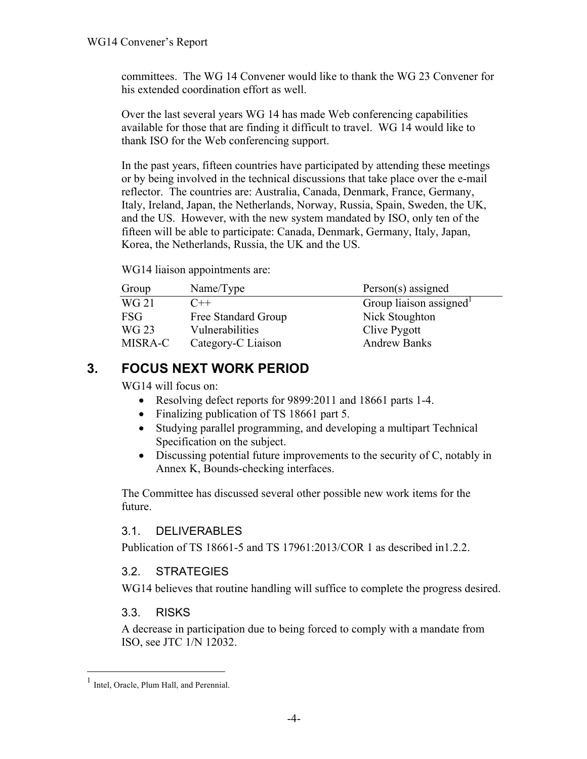committees. The WG 14 Convener would like to thank the WG 23 Convener for his extended coordination effort as well.

Over the last several years WG 14 has made Web conferencing capabilities available for those that are finding it difficult to travel. WG 14 would like to thank ISO for the Web conferencing support.

In the past years, fifteen countries have participated by attending these meetings or by being involved in the technical discussions that take place over the e-mail reflector. The countries are: Australia, Canada, Denmark, France, Germany, Italy, Ireland, Japan, the Netherlands, Norway, Russia, Spain, Sweden, the UK, and the US. However, with the new system mandated by ISO, only ten of the fifteen will be able to participate: Canada, Denmark, Germany, Italy, Japan, Korea, the Netherlands, Russia, the UK and the US.

WG14 liaison appointments are:

| Group | Name/Type | Person(s) assigned |
|---|---|---|
| WG 21 | C++ | Group liaison assigned[1] |
| FSG | Free Standard Group | Nick Stoughton |
| WG 23 | Vulnerabilities | Clive Pygott |
| MISRA-C | Category-C Liaison | Andrew Banks |

## 3. FOCUS NEXT WORK PERIOD

WG14 will focus on:

- Resolving defect reports for 9899:2011 and 18661 parts 1-4.
- Finalizing publication of TS 18661 part 5.
- Studying parallel programming, and developing a multipart Technical Specification on the subject.
- Discussing potential future improvements to the security of C, notably in Annex K, Bounds-checking interfaces.

The Committee has discussed several other possible new work items for the future.

### 3.1. DELIVERABLES

Publication of TS 18661-5 and TS 17961:2013/COR 1 as described in1.2.2.

### 3.2. STRATEGIES

WG14 believes that routine handling will suffice to complete the progress desired.

### 3.3. RISKS

A decrease in participation due to being forced to comply with a mandate from ISO, see JTC 1/N 12032.

[1] Intel, Oracle, Plum Hall, and Perennial.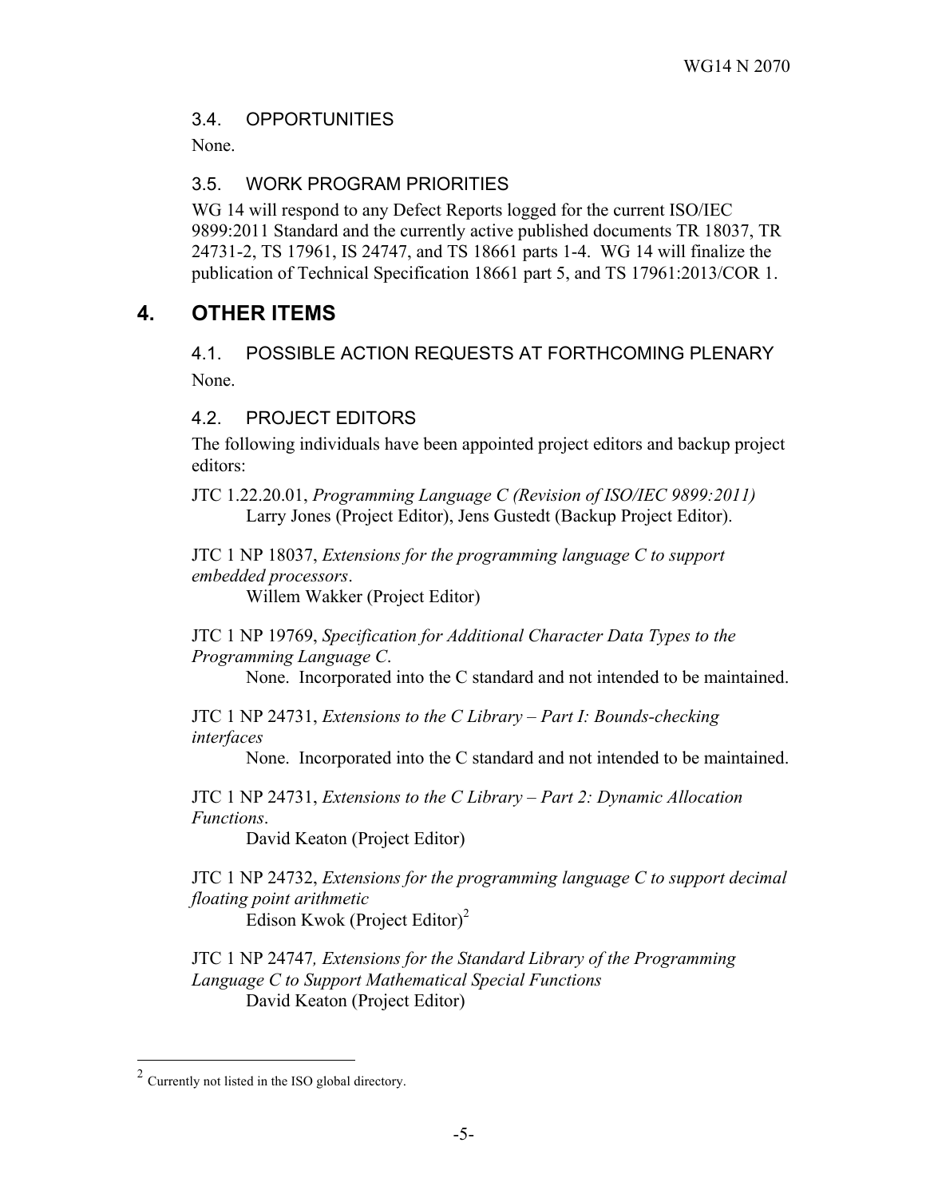### 3.4. OPPORTUNITIES

None.

### 3.5. WORK PROGRAM PRIORITIES

WG 14 will respond to any Defect Reports logged for the current ISO/IEC 9899:2011 Standard and the currently active published documents TR 18037, TR 24731-2, TS 17961, IS 24747, and TS 18661 parts 1-4. WG 14 will finalize the publication of Technical Specification 18661 part 5, and TS 17961:2013/COR 1.

## 4. OTHER ITEMS

### 4.1. POSSIBLE ACTION REQUESTS AT FORTHCOMING PLENARY

None.

### 4.2. PROJECT EDITORS

The following individuals have been appointed project editors and backup project editors:

JTC 1.22.20.01, *Programming Language C (Revision of ISO/IEC 9899:2011)*
Larry Jones (Project Editor), Jens Gustedt (Backup Project Editor).

JTC 1 NP 18037, *Extensions for the programming language C to support embedded processors*.
Willem Wakker (Project Editor)

JTC 1 NP 19769, *Specification for Additional Character Data Types to the Programming Language C*.
None. Incorporated into the C standard and not intended to be maintained.

JTC 1 NP 24731, *Extensions to the C Library – Part I: Bounds-checking interfaces*
None. Incorporated into the C standard and not intended to be maintained.

JTC 1 NP 24731, *Extensions to the C Library – Part 2: Dynamic Allocation Functions*.
David Keaton (Project Editor)

JTC 1 NP 24732, *Extensions for the programming language C to support decimal floating point arithmetic*
Edison Kwok (Project Editor)[2]

JTC 1 NP 24747*, Extensions for the Standard Library of the Programming Language C to Support Mathematical Special Functions*
David Keaton (Project Editor)

---

[2] Currently not listed in the ISO global directory.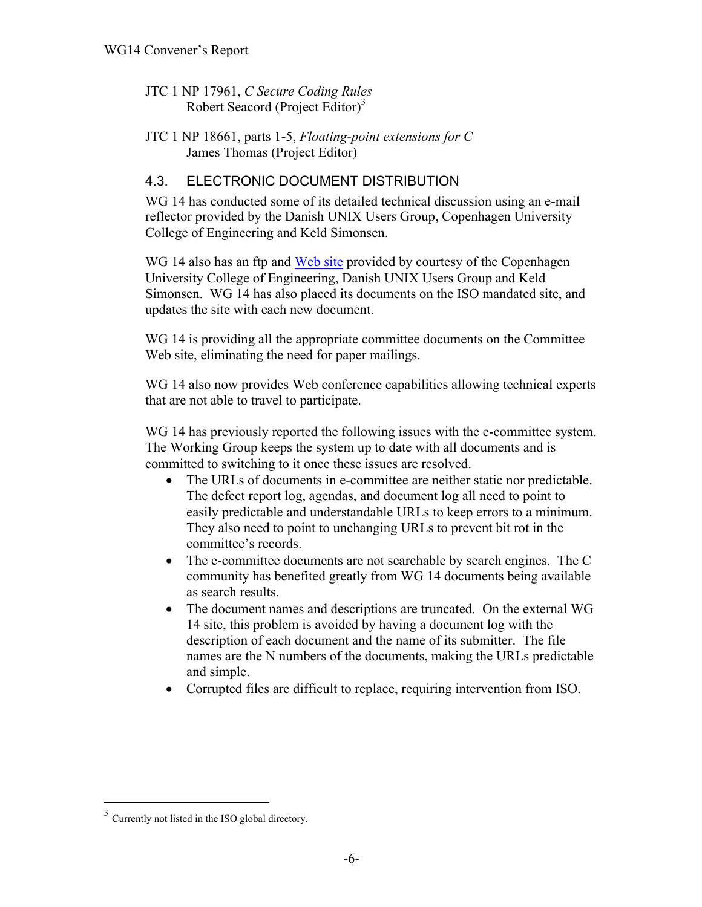JTC 1 NP 17961, *C Secure Coding Rules*
Robert Seacord (Project Editor)[3]

JTC 1 NP 18661, parts 1-5, *Floating-point extensions for C*
James Thomas (Project Editor)

### 4.3. ELECTRONIC DOCUMENT DISTRIBUTION

WG 14 has conducted some of its detailed technical discussion using an e-mail reflector provided by the Danish UNIX Users Group, Copenhagen University College of Engineering and Keld Simonsen.

WG 14 also has an ftp and Web site provided by courtesy of the Copenhagen University College of Engineering, Danish UNIX Users Group and Keld Simonsen. WG 14 has also placed its documents on the ISO mandated site, and updates the site with each new document.

WG 14 is providing all the appropriate committee documents on the Committee Web site, eliminating the need for paper mailings.

WG 14 also now provides Web conference capabilities allowing technical experts that are not able to travel to participate.

WG 14 has previously reported the following issues with the e-committee system. The Working Group keeps the system up to date with all documents and is committed to switching to it once these issues are resolved.

- The URLs of documents in e-committee are neither static nor predictable. The defect report log, agendas, and document log all need to point to easily predictable and understandable URLs to keep errors to a minimum. They also need to point to unchanging URLs to prevent bit rot in the committee's records.
- The e-committee documents are not searchable by search engines. The C community has benefited greatly from WG 14 documents being available as search results.
- The document names and descriptions are truncated. On the external WG 14 site, this problem is avoided by having a document log with the description of each document and the name of its submitter. The file names are the N numbers of the documents, making the URLs predictable and simple.
- Corrupted files are difficult to replace, requiring intervention from ISO.

---

[3] Currently not listed in the ISO global directory.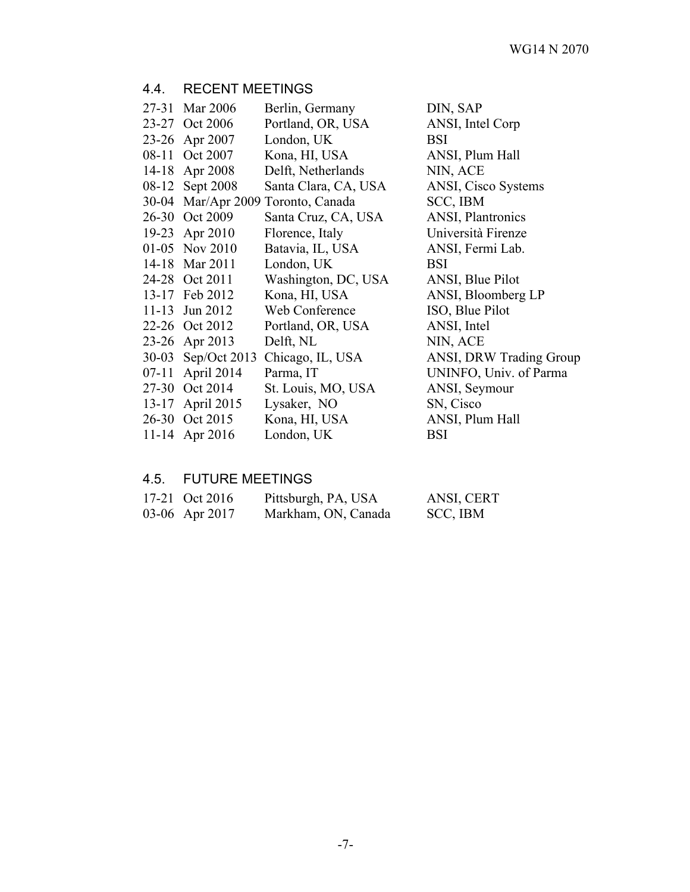## 4.4. RECENT MEETINGS

| | | | |
|---|---|---|---|
| 27-31 | Mar 2006 | Berlin, Germany | DIN, SAP |
| 23-27 | Oct 2006 | Portland, OR, USA | ANSI, Intel Corp |
| 23-26 | Apr 2007 | London, UK | BSI |
| 08-11 | Oct 2007 | Kona, HI, USA | ANSI, Plum Hall |
| 14-18 | Apr 2008 | Delft, Netherlands | NIN, ACE |
| 08-12 | Sept 2008 | Santa Clara, CA, USA | ANSI, Cisco Systems |
| 30-04 | Mar/Apr 2009 | Toronto, Canada | SCC, IBM |
| 26-30 | Oct 2009 | Santa Cruz, CA, USA | ANSI, Plantronics |
| 19-23 | Apr 2010 | Florence, Italy | Università Firenze |
| 01-05 | Nov 2010 | Batavia, IL, USA | ANSI, Fermi Lab. |
| 14-18 | Mar 2011 | London, UK | BSI |
| 24-28 | Oct 2011 | Washington, DC, USA | ANSI, Blue Pilot |
| 13-17 | Feb 2012 | Kona, HI, USA | ANSI, Bloomberg LP |
| 11-13 | Jun 2012 | Web Conference | ISO, Blue Pilot |
| 22-26 | Oct 2012 | Portland, OR, USA | ANSI, Intel |
| 23-26 | Apr 2013 | Delft, NL | NIN, ACE |
| 30-03 | Sep/Oct 2013 | Chicago, IL, USA | ANSI, DRW Trading Group |
| 07-11 | April 2014 | Parma, IT | UNINFO, Univ. of Parma |
| 27-30 | Oct 2014 | St. Louis, MO, USA | ANSI, Seymour |
| 13-17 | April 2015 | Lysaker, NO | SN, Cisco |
| 26-30 | Oct 2015 | Kona, HI, USA | ANSI, Plum Hall |
| 11-14 | Apr 2016 | London, UK | BSI |

## 4.5. FUTURE MEETINGS

| | | | |
|---|---|---|---|
| 17-21 | Oct 2016 | Pittsburgh, PA, USA | ANSI, CERT |
| 03-06 | Apr 2017 | Markham, ON, Canada | SCC, IBM |